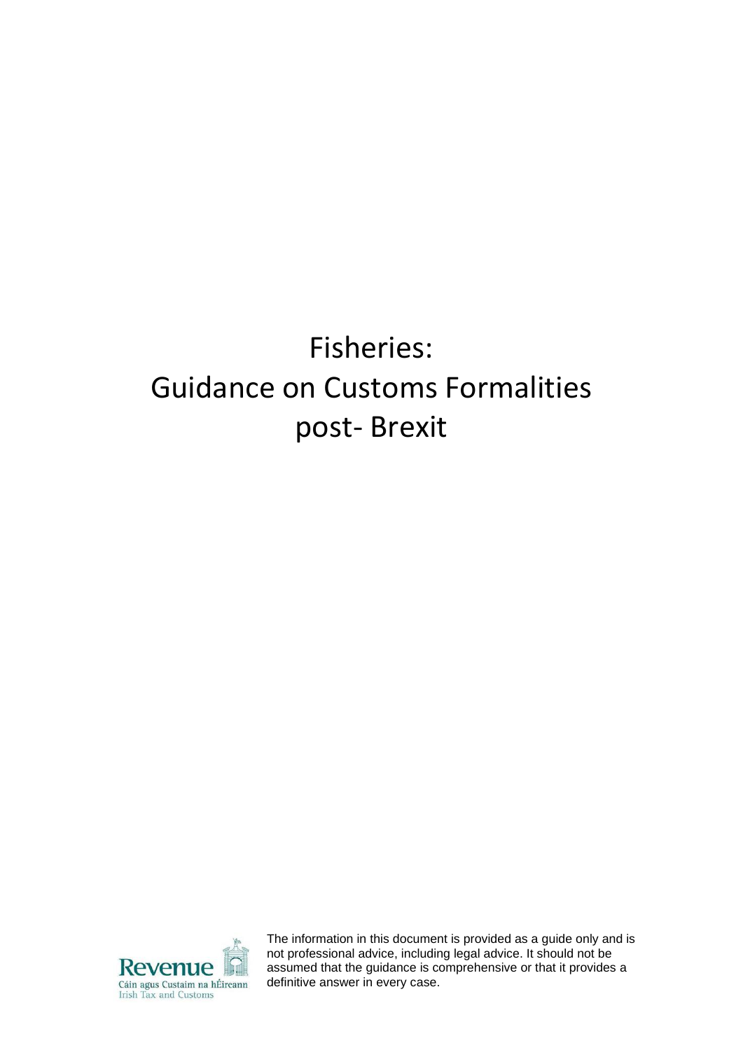# Fisheries: Guidance on Customs Formalities post- Brexit

Revenue
Cáin agus Custaim na hÉireann
Irish Tax and Customs

The information in this document is provided as a guide only and is not professional advice, including legal advice. It should not be assumed that the guidance is comprehensive or that it provides a definitive answer in every case.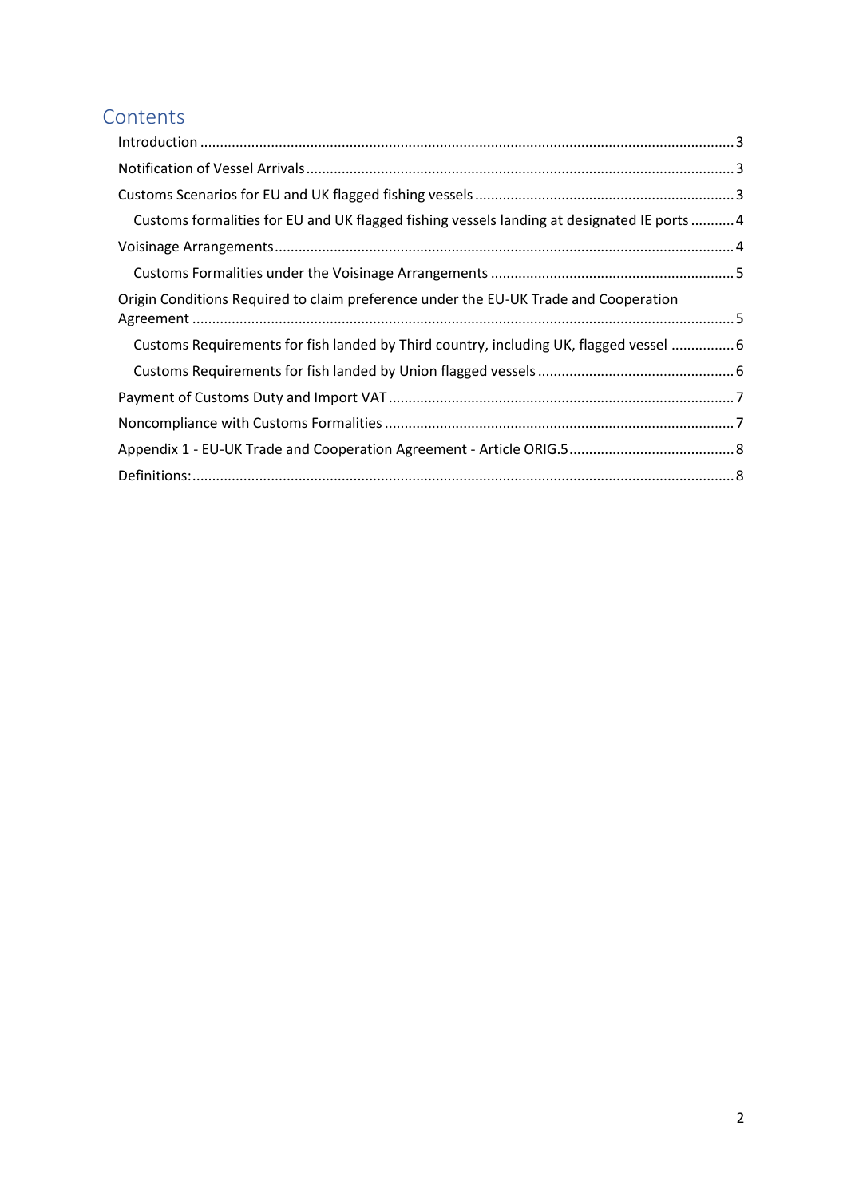# Contents

- Introduction ... 3
- Notification of Vessel Arrivals ... 3
- Customs Scenarios for EU and UK flagged fishing vessels ... 3
  - Customs formalities for EU and UK flagged fishing vessels landing at designated IE ports ... 4
- Voisinage Arrangements ... 4
  - Customs Formalities under the Voisinage Arrangements ... 5
- Origin Conditions Required to claim preference under the EU-UK Trade and Cooperation Agreement ... 5
  - Customs Requirements for fish landed by Third country, including UK, flagged vessel ... 6
  - Customs Requirements for fish landed by Union flagged vessels ... 6
- Payment of Customs Duty and Import VAT ... 7
- Noncompliance with Customs Formalities ... 7
- Appendix 1 - EU-UK Trade and Cooperation Agreement - Article ORIG.5 ... 8
- Definitions: ... 8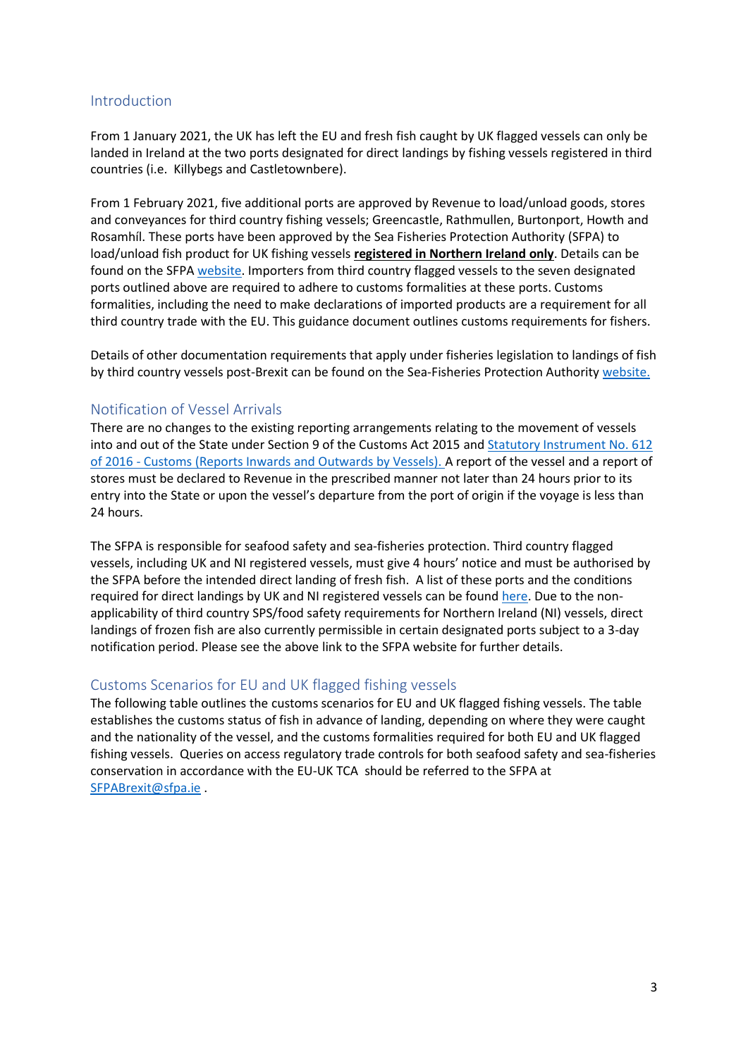## Introduction

From 1 January 2021, the UK has left the EU and fresh fish caught by UK flagged vessels can only be landed in Ireland at the two ports designated for direct landings by fishing vessels registered in third countries (i.e. Killybegs and Castletownbere).

From 1 February 2021, five additional ports are approved by Revenue to load/unload goods, stores and conveyances for third country fishing vessels; Greencastle, Rathmullen, Burtonport, Howth and Rosamhíl. These ports have been approved by the Sea Fisheries Protection Authority (SFPA) to load/unload fish product for UK fishing vessels **registered in Northern Ireland only**. Details can be found on the SFPA website. Importers from third country flagged vessels to the seven designated ports outlined above are required to adhere to customs formalities at these ports. Customs formalities, including the need to make declarations of imported products are a requirement for all third country trade with the EU. This guidance document outlines customs requirements for fishers.

Details of other documentation requirements that apply under fisheries legislation to landings of fish by third country vessels post-Brexit can be found on the Sea-Fisheries Protection Authority website.

## Notification of Vessel Arrivals

There are no changes to the existing reporting arrangements relating to the movement of vessels into and out of the State under Section 9 of the Customs Act 2015 and Statutory Instrument No. 612 of 2016 - Customs (Reports Inwards and Outwards by Vessels). A report of the vessel and a report of stores must be declared to Revenue in the prescribed manner not later than 24 hours prior to its entry into the State or upon the vessel's departure from the port of origin if the voyage is less than 24 hours.

The SFPA is responsible for seafood safety and sea-fisheries protection. Third country flagged vessels, including UK and NI registered vessels, must give 4 hours' notice and must be authorised by the SFPA before the intended direct landing of fresh fish. A list of these ports and the conditions required for direct landings by UK and NI registered vessels can be found here. Due to the non-applicability of third country SPS/food safety requirements for Northern Ireland (NI) vessels, direct landings of frozen fish are also currently permissible in certain designated ports subject to a 3-day notification period. Please see the above link to the SFPA website for further details.

## Customs Scenarios for EU and UK flagged fishing vessels

The following table outlines the customs scenarios for EU and UK flagged fishing vessels. The table establishes the customs status of fish in advance of landing, depending on where they were caught and the nationality of the vessel, and the customs formalities required for both EU and UK flagged fishing vessels. Queries on access regulatory trade controls for both seafood safety and sea-fisheries conservation in accordance with the EU-UK TCA should be referred to the SFPA at SFPABrexit@sfpa.ie .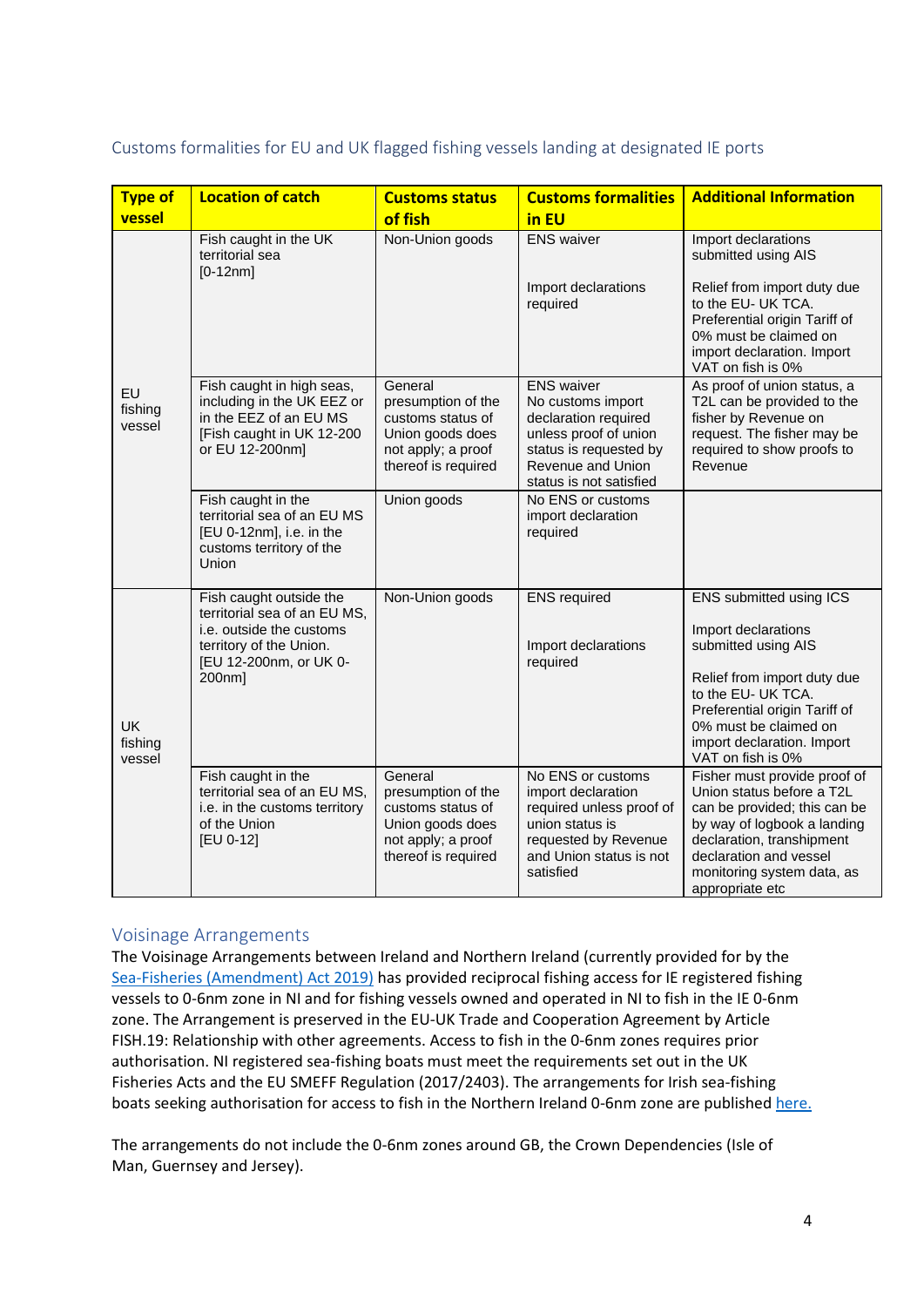## Customs formalities for EU and UK flagged fishing vessels landing at designated IE ports

| Type of vessel | Location of catch | Customs status of fish | Customs formalities in EU | Additional Information |
|---|---|---|---|---|
| EU fishing vessel | Fish caught in the UK territorial sea [0-12nm] | Non-Union goods | ENS waiver<br><br>Import declarations required | Import declarations submitted using AIS<br><br>Relief from import duty due to the EU- UK TCA. Preferential origin Tariff of 0% must be claimed on import declaration. Import VAT on fish is 0% |
| | Fish caught in high seas, including in the UK EEZ or in the EEZ of an EU MS [Fish caught in UK 12-200 or EU 12-200nm] | General presumption of the customs status of Union goods does not apply; a proof thereof is required | ENS waiver<br>No customs import declaration required unless proof of union status is requested by Revenue and Union status is not satisfied | As proof of union status, a T2L can be provided to the fisher by Revenue on request. The fisher may be required to show proofs to Revenue |
| | Fish caught in the territorial sea of an EU MS [EU 0-12nm], i.e. in the customs territory of the Union | Union goods | No ENS or customs import declaration required | |
| UK fishing vessel | Fish caught outside the territorial sea of an EU MS, i.e. outside the customs territory of the Union. [EU 12-200nm, or UK 0-200nm] | Non-Union goods | ENS required<br><br>Import declarations required | ENS submitted using ICS<br><br>Import declarations submitted using AIS<br><br>Relief from import duty due to the EU- UK TCA. Preferential origin Tariff of 0% must be claimed on import declaration. Import VAT on fish is 0% |
| | Fish caught in the territorial sea of an EU MS, i.e. in the customs territory of the Union [EU 0-12] | General presumption of the customs status of Union goods does not apply; a proof thereof is required | No ENS or customs import declaration required unless proof of union status is requested by Revenue and Union status is not satisfied | Fisher must provide proof of Union status before a T2L can be provided; this can be by way of logbook a landing declaration, transhipment declaration and vessel monitoring system data, as appropriate etc |

## Voisinage Arrangements

The Voisinage Arrangements between Ireland and Northern Ireland (currently provided for by the Sea-Fisheries (Amendment) Act 2019) has provided reciprocal fishing access for IE registered fishing vessels to 0-6nm zone in NI and for fishing vessels owned and operated in NI to fish in the IE 0-6nm zone. The Arrangement is preserved in the EU-UK Trade and Cooperation Agreement by Article FISH.19: Relationship with other agreements. Access to fish in the 0-6nm zones requires prior authorisation. NI registered sea-fishing boats must meet the requirements set out in the UK Fisheries Acts and the EU SMEFF Regulation (2017/2403). The arrangements for Irish sea-fishing boats seeking authorisation for access to fish in the Northern Ireland 0-6nm zone are published here.

The arrangements do not include the 0-6nm zones around GB, the Crown Dependencies (Isle of Man, Guernsey and Jersey).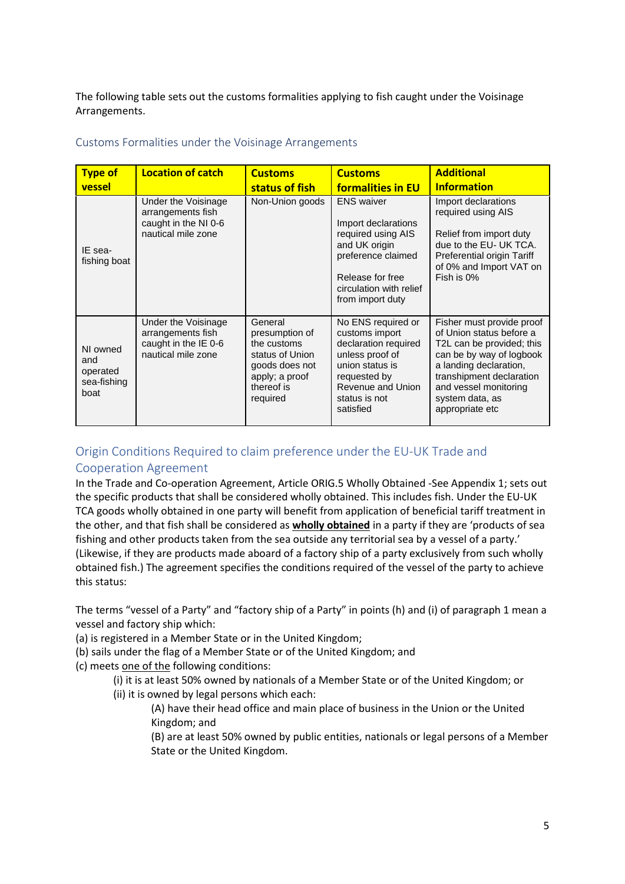The following table sets out the customs formalities applying to fish caught under the Voisinage Arrangements.

## Customs Formalities under the Voisinage Arrangements

| Type of vessel | Location of catch | Customs status of fish | Customs formalities in EU | Additional Information |
|---|---|---|---|---|
| IE sea-fishing boat | Under the Voisinage arrangements fish caught in the NI 0-6 nautical mile zone | Non-Union goods | ENS waiver<br><br>Import declarations required using AIS and UK origin preference claimed<br><br>Release for free circulation with relief from import duty | Import declarations required using AIS<br><br>Relief from import duty due to the EU- UK TCA. Preferential origin Tariff of 0% and Import VAT on Fish is 0% |
| NI owned and operated sea-fishing boat | Under the Voisinage arrangements fish caught in the IE 0-6 nautical mile zone | General presumption of the customs status of Union goods does not apply; a proof thereof is required | No ENS required or customs import declaration required unless proof of union status is requested by Revenue and Union status is not satisfied | Fisher must provide proof of Union status before a T2L can be provided; this can be by way of logbook a landing declaration, transhipment declaration and vessel monitoring system data, as appropriate etc |

## Origin Conditions Required to claim preference under the EU-UK Trade and Cooperation Agreement

In the Trade and Co-operation Agreement, Article ORIG.5 Wholly Obtained -See Appendix 1; sets out the specific products that shall be considered wholly obtained. This includes fish. Under the EU-UK TCA goods wholly obtained in one party will benefit from application of beneficial tariff treatment in the other, and that fish shall be considered as **wholly obtained** in a party if they are 'products of sea fishing and other products taken from the sea outside any territorial sea by a vessel of a party.' (Likewise, if they are products made aboard of a factory ship of a party exclusively from such wholly obtained fish.) The agreement specifies the conditions required of the vessel of the party to achieve this status:

The terms "vessel of a Party" and "factory ship of a Party" in points (h) and (i) of paragraph 1 mean a vessel and factory ship which:

(a) is registered in a Member State or in the United Kingdom;
(b) sails under the flag of a Member State or of the United Kingdom; and
(c) meets one of the following conditions:

- (i) it is at least 50% owned by nationals of a Member State or of the United Kingdom; or
- (ii) it is owned by legal persons which each:
    - (A) have their head office and main place of business in the Union or the United Kingdom; and
    - (B) are at least 50% owned by public entities, nationals or legal persons of a Member State or the United Kingdom.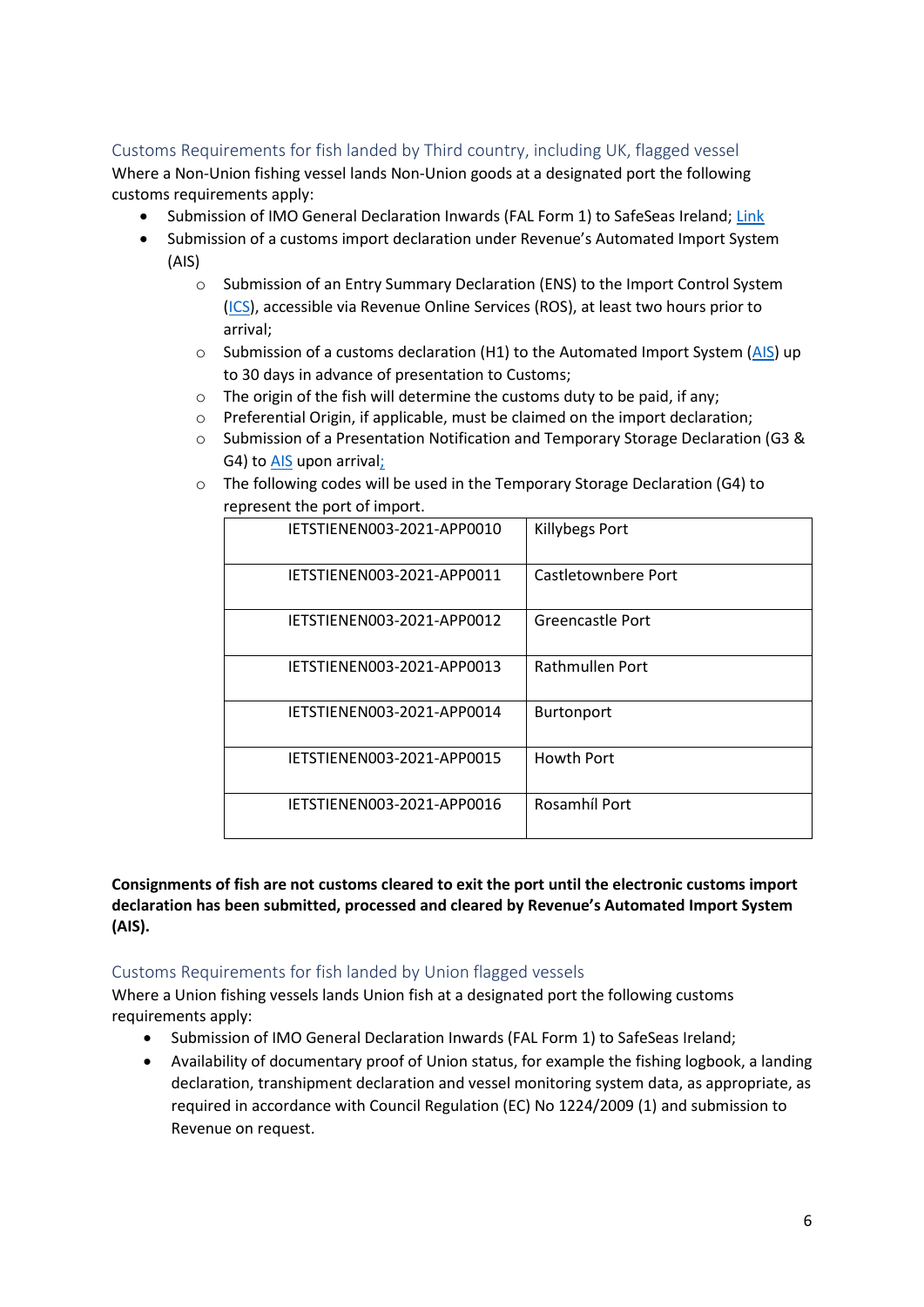## Customs Requirements for fish landed by Third country, including UK, flagged vessel

Where a Non-Union fishing vessel lands Non-Union goods at a designated port the following customs requirements apply:

- Submission of IMO General Declaration Inwards (FAL Form 1) to SafeSeas Ireland; Link
- Submission of a customs import declaration under Revenue's Automated Import System (AIS)
    - Submission of an Entry Summary Declaration (ENS) to the Import Control System (ICS), accessible via Revenue Online Services (ROS), at least two hours prior to arrival;
    - Submission of a customs declaration (H1) to the Automated Import System (AIS) up to 30 days in advance of presentation to Customs;
    - The origin of the fish will determine the customs duty to be paid, if any;
    - Preferential Origin, if applicable, must be claimed on the import declaration;
    - Submission of a Presentation Notification and Temporary Storage Declaration (G3 & G4) to AIS upon arrival;
    - The following codes will be used in the Temporary Storage Declaration (G4) to represent the port of import.

| Code | Port |
|---|---|
| IETSTIENEN003-2021-APP0010 | Killybegs Port |
| IETSTIENEN003-2021-APP0011 | Castletownbere Port |
| IETSTIENEN003-2021-APP0012 | Greencastle Port |
| IETSTIENEN003-2021-APP0013 | Rathmullen Port |
| IETSTIENEN003-2021-APP0014 | Burtonport |
| IETSTIENEN003-2021-APP0015 | Howth Port |
| IETSTIENEN003-2021-APP0016 | Rosamhíl Port |

**Consignments of fish are not customs cleared to exit the port until the electronic customs import declaration has been submitted, processed and cleared by Revenue's Automated Import System (AIS).**

## Customs Requirements for fish landed by Union flagged vessels

Where a Union fishing vessels lands Union fish at a designated port the following customs requirements apply:

- Submission of IMO General Declaration Inwards (FAL Form 1) to SafeSeas Ireland;
- Availability of documentary proof of Union status, for example the fishing logbook, a landing declaration, transhipment declaration and vessel monitoring system data, as appropriate, as required in accordance with Council Regulation (EC) No 1224/2009 (1) and submission to Revenue on request.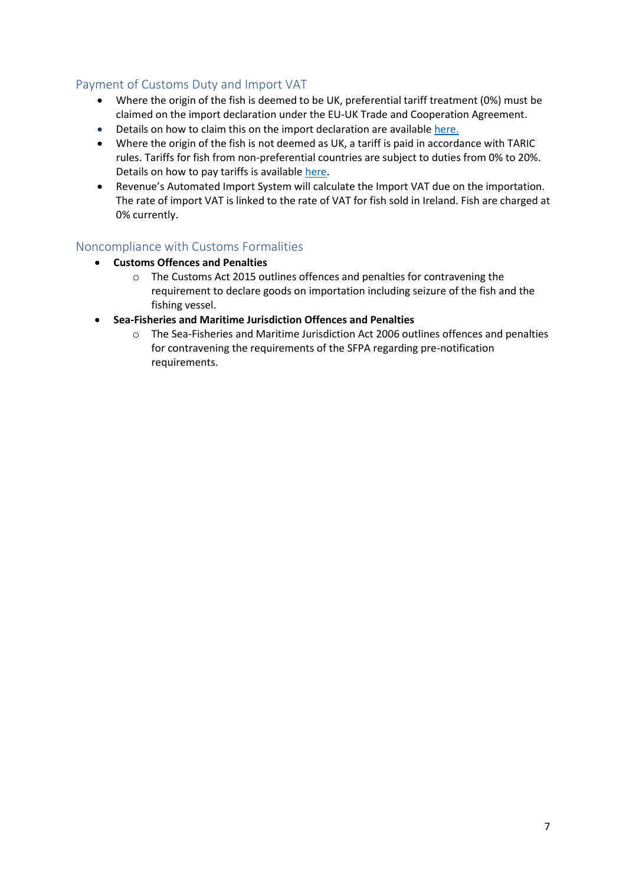## Payment of Customs Duty and Import VAT

- Where the origin of the fish is deemed to be UK, preferential tariff treatment (0%) must be claimed on the import declaration under the EU-UK Trade and Cooperation Agreement.
- Details on how to claim this on the import declaration are available here.
- Where the origin of the fish is not deemed as UK, a tariff is paid in accordance with TARIC rules. Tariffs for fish from non-preferential countries are subject to duties from 0% to 20%. Details on how to pay tariffs is available here.
- Revenue's Automated Import System will calculate the Import VAT due on the importation. The rate of import VAT is linked to the rate of VAT for fish sold in Ireland. Fish are charged at 0% currently.

## Noncompliance with Customs Formalities

- **Customs Offences and Penalties**
  - The Customs Act 2015 outlines offences and penalties for contravening the requirement to declare goods on importation including seizure of the fish and the fishing vessel.
- **Sea-Fisheries and Maritime Jurisdiction Offences and Penalties**
  - The Sea-Fisheries and Maritime Jurisdiction Act 2006 outlines offences and penalties for contravening the requirements of the SFPA regarding pre-notification requirements.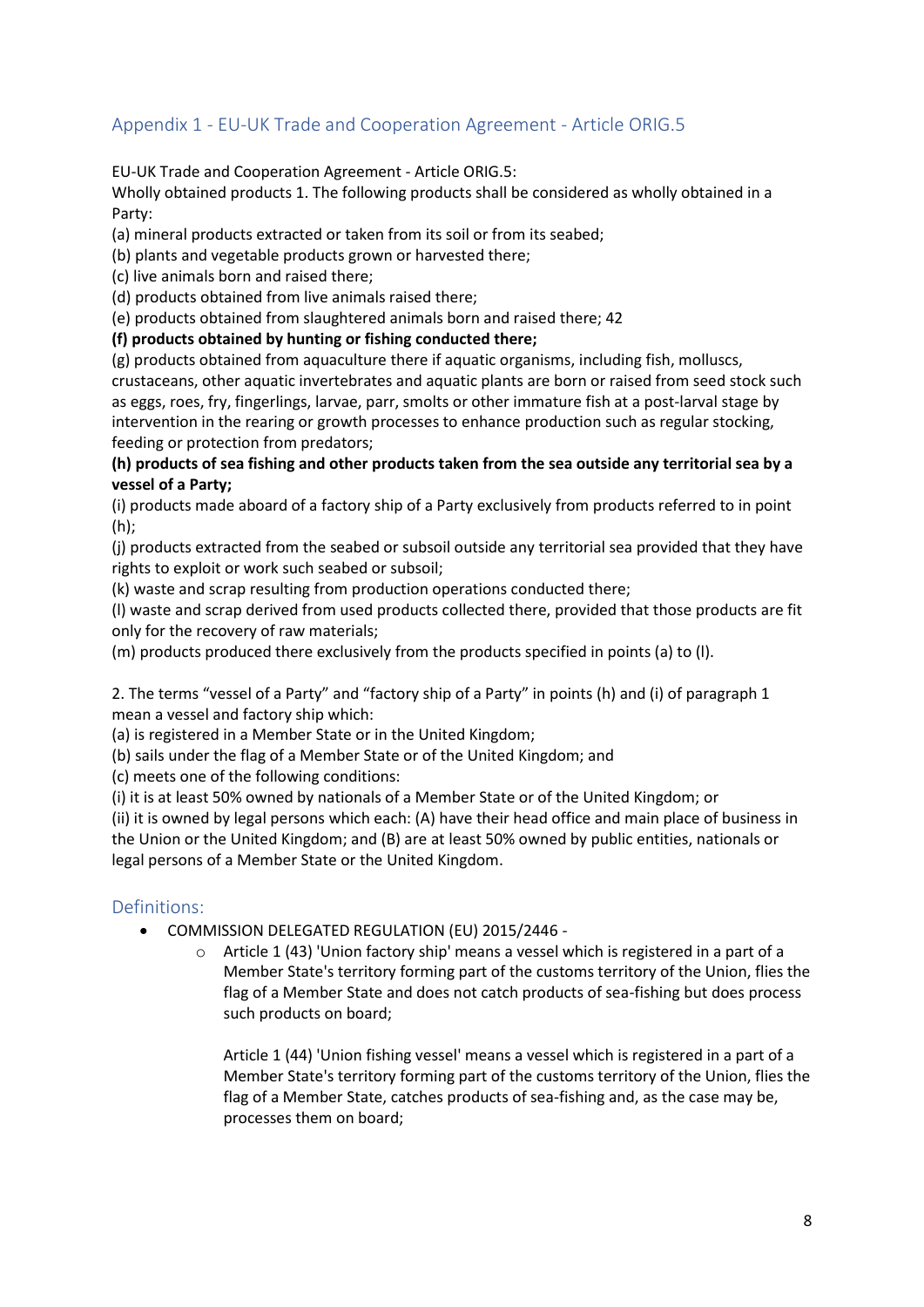## Appendix 1 - EU-UK Trade and Cooperation Agreement - Article ORIG.5

EU-UK Trade and Cooperation Agreement - Article ORIG.5:

Wholly obtained products 1. The following products shall be considered as wholly obtained in a Party:

(a) mineral products extracted or taken from its soil or from its seabed;

(b) plants and vegetable products grown or harvested there;

(c) live animals born and raised there;

(d) products obtained from live animals raised there;

(e) products obtained from slaughtered animals born and raised there; 42

**(f) products obtained by hunting or fishing conducted there;**

(g) products obtained from aquaculture there if aquatic organisms, including fish, molluscs, crustaceans, other aquatic invertebrates and aquatic plants are born or raised from seed stock such as eggs, roes, fry, fingerlings, larvae, parr, smolts or other immature fish at a post-larval stage by intervention in the rearing or growth processes to enhance production such as regular stocking, feeding or protection from predators;

**(h) products of sea fishing and other products taken from the sea outside any territorial sea by a vessel of a Party;**

(i) products made aboard of a factory ship of a Party exclusively from products referred to in point (h);

(j) products extracted from the seabed or subsoil outside any territorial sea provided that they have rights to exploit or work such seabed or subsoil;

(k) waste and scrap resulting from production operations conducted there;

(l) waste and scrap derived from used products collected there, provided that those products are fit only for the recovery of raw materials;

(m) products produced there exclusively from the products specified in points (a) to (l).

2. The terms "vessel of a Party" and "factory ship of a Party" in points (h) and (i) of paragraph 1 mean a vessel and factory ship which:

(a) is registered in a Member State or in the United Kingdom;

(b) sails under the flag of a Member State or of the United Kingdom; and

(c) meets one of the following conditions:

(i) it is at least 50% owned by nationals of a Member State or of the United Kingdom; or

(ii) it is owned by legal persons which each: (A) have their head office and main place of business in the Union or the United Kingdom; and (B) are at least 50% owned by public entities, nationals or legal persons of a Member State or the United Kingdom.

### Definitions:

- COMMISSION DELEGATED REGULATION (EU) 2015/2446 -
  - Article 1 (43) 'Union factory ship' means a vessel which is registered in a part of a Member State's territory forming part of the customs territory of the Union, flies the flag of a Member State and does not catch products of sea-fishing but does process such products on board;

    Article 1 (44) 'Union fishing vessel' means a vessel which is registered in a part of a Member State's territory forming part of the customs territory of the Union, flies the flag of a Member State, catches products of sea-fishing and, as the case may be, processes them on board;